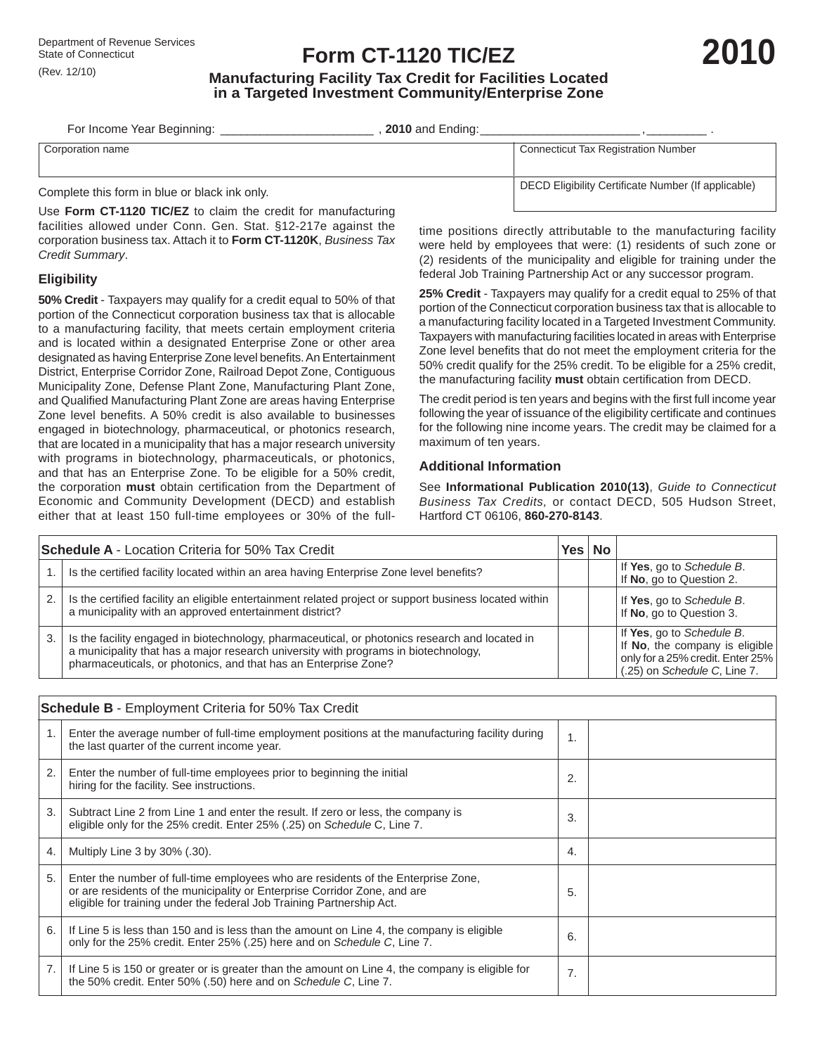Department of Revenue Services
State of Connecticut
(Rev. 12/10)

# Form CT-1120 TIC/EZ

# 2010

## Manufacturing Facility Tax Credit for Facilities Located in a Targeted Investment Community/Enterprise Zone

For Income Year Beginning: ______________________ , **2010** and Ending: ______________________ , ________ .

| Corporation name | Connecticut Tax Registration Number |
|---|---|
| | DECD Eligibility Certificate Number (If applicable) |

Complete this form in blue or black ink only.

Use **Form CT-1120 TIC/EZ** to claim the credit for manufacturing facilities allowed under Conn. Gen. Stat. §12-217e against the corporation business tax. Attach it to **Form CT-1120K**, *Business Tax Credit Summary*.

### Eligibility

**50% Credit** - Taxpayers may qualify for a credit equal to 50% of that portion of the Connecticut corporation business tax that is allocable to a manufacturing facility, that meets certain employment criteria and is located within a designated Enterprise Zone or other area designated as having Enterprise Zone level benefits. An Entertainment District, Enterprise Corridor Zone, Railroad Depot Zone, Contiguous Municipality Zone, Defense Plant Zone, Manufacturing Plant Zone, and Qualified Manufacturing Plant Zone are areas having Enterprise Zone level benefits. A 50% credit is also available to businesses engaged in biotechnology, pharmaceutical, or photonics research, that are located in a municipality that has a major research university with programs in biotechnology, pharmaceuticals, or photonics, and that has an Enterprise Zone. To be eligible for a 50% credit, the corporation **must** obtain certification from the Department of Economic and Community Development (DECD) and establish either that at least 150 full-time employees or 30% of the full-time positions directly attributable to the manufacturing facility were held by employees that were: (1) residents of such zone or (2) residents of the municipality and eligible for training under the federal Job Training Partnership Act or any successor program.

**25% Credit** - Taxpayers may qualify for a credit equal to 25% of that portion of the Connecticut corporation business tax that is allocable to a manufacturing facility located in a Targeted Investment Community. Taxpayers with manufacturing facilities located in areas with Enterprise Zone level benefits that do not meet the employment criteria for the 50% credit qualify for the 25% credit. To be eligible for a 25% credit, the manufacturing facility **must** obtain certification from DECD.

The credit period is ten years and begins with the first full income year following the year of issuance of the eligibility certificate and continues for the following nine income years. The credit may be claimed for a maximum of ten years.

### Additional Information

See **Informational Publication 2010(13)**, *Guide to Connecticut Business Tax Credits,* or contact DECD, 505 Hudson Street, Hartford CT 06106, **860-270-8143**.

| **Schedule A** - Location Criteria for 50% Tax Credit | | **Yes** | **No** | |
|---|---|---|---|---|
| 1. | Is the certified facility located within an area having Enterprise Zone level benefits? | | | If **Yes**, go to *Schedule B*. If **No**, go to Question 2. |
| 2. | Is the certified facility an eligible entertainment related project or support business located within a municipality with an approved entertainment district? | | | If **Yes**, go to *Schedule B*. If **No**, go to Question 3. |
| 3. | Is the facility engaged in biotechnology, pharmaceutical, or photonics research and located in a municipality that has a major research university with programs in biotechnology, pharmaceuticals, or photonics, and that has an Enterprise Zone? | | | If **Yes**, go to *Schedule B*. If **No**, the company is eligible only for a 25% credit. Enter 25% (.25) on *Schedule C*, Line 7. |

| **Schedule B** - Employment Criteria for 50% Tax Credit | | | |
|---|---|---|---|
| 1. | Enter the average number of full-time employment positions at the manufacturing facility during the last quarter of the current income year. | 1. | |
| 2. | Enter the number of full-time employees prior to beginning the initial hiring for the facility. See instructions. | 2. | |
| 3. | Subtract Line 2 from Line 1 and enter the result. If zero or less, the company is eligible only for the 25% credit. Enter 25% (.25) on *Schedule* C, Line 7. | 3. | |
| 4. | Multiply Line 3 by 30% (.30). | 4. | |
| 5. | Enter the number of full-time employees who are residents of the Enterprise Zone, or are residents of the municipality or Enterprise Corridor Zone, and are eligible for training under the federal Job Training Partnership Act. | 5. | |
| 6. | If Line 5 is less than 150 and is less than the amount on Line 4, the company is eligible only for the 25% credit. Enter 25% (.25) here and on *Schedule C*, Line 7. | 6. | |
| 7. | If Line 5 is 150 or greater or is greater than the amount on Line 4, the company is eligible for the 50% credit. Enter 50% (.50) here and on *Schedule C*, Line 7. | 7. | |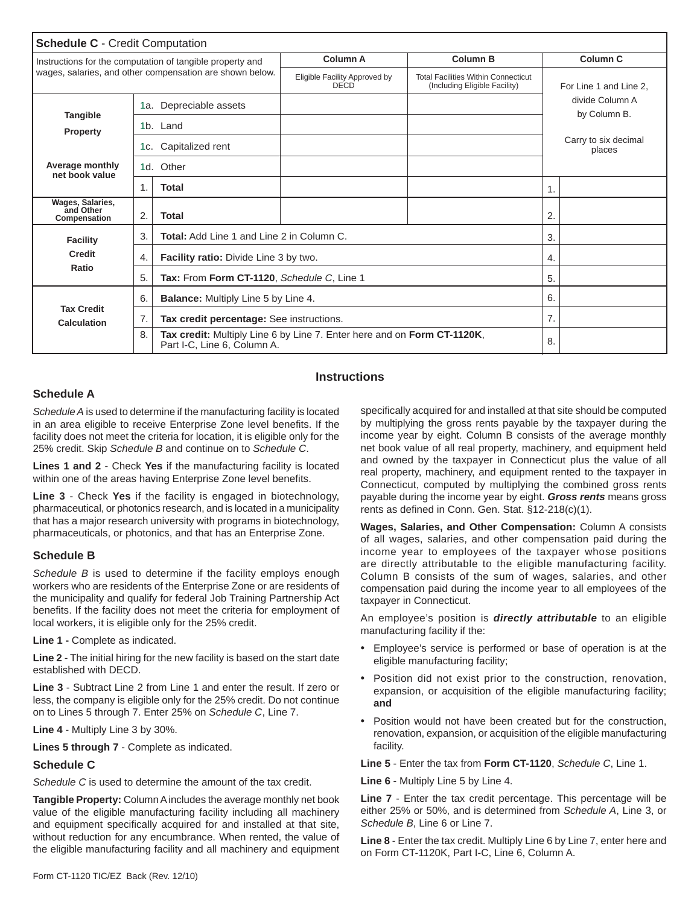## Schedule C - Credit Computation

| Instructions for the computation of tangible property and wages, salaries, and other compensation are shown below. | | | Column A | Column B | Column C | |
|---|---|---|---|---|---|---|
| | | | Eligible Facility Approved by DECD | Total Facilities Within Connecticut (Including Eligible Facility) | For Line 1 and Line 2, divide Column A by Column B. Carry to six decimal places | |
| Tangible Property Average monthly net book value | 1a. | Depreciable assets | | | | |
| | 1b. | Land | | | | |
| | 1c. | Capitalized rent | | | | |
| | 1d. | Other | | | | |
| | 1. | **Total** | | | 1. | |
| Wages, Salaries, and Other Compensation | 2. | **Total** | | | 2. | |
| Facility Credit Ratio | 3. | **Total:** Add Line 1 and Line 2 in Column C. | | | 3. | |
| | 4. | **Facility ratio:** Divide Line 3 by two. | | | 4. | |
| | 5. | **Tax:** From **Form CT-1120**, *Schedule C*, Line 1 | | | 5. | |
| Tax Credit Calculation | 6. | **Balance:** Multiply Line 5 by Line 4. | | | 6. | |
| | 7. | **Tax credit percentage:** See instructions. | | | 7. | |
| | 8. | **Tax credit:** Multiply Line 6 by Line 7. Enter here and on **Form CT-1120K**, Part I-C, Line 6, Column A. | | | 8. | |

# Instructions

## Schedule A

*Schedule A* is used to determine if the manufacturing facility is located in an area eligible to receive Enterprise Zone level benefits. If the facility does not meet the criteria for location, it is eligible only for the 25% credit. Skip *Schedule B* and continue on to *Schedule C*.

**Lines 1 and 2** - Check **Yes** if the manufacturing facility is located within one of the areas having Enterprise Zone level benefits.

**Line 3** - Check **Yes** if the facility is engaged in biotechnology, pharmaceutical, or photonics research, and is located in a municipality that has a major research university with programs in biotechnology, pharmaceuticals, or photonics, and that has an Enterprise Zone.

## Schedule B

*Schedule B* is used to determine if the facility employs enough workers who are residents of the Enterprise Zone or are residents of the municipality and qualify for federal Job Training Partnership Act benefits. If the facility does not meet the criteria for employment of local workers, it is eligible only for the 25% credit.

**Line 1 -** Complete as indicated.

**Line 2** - The initial hiring for the new facility is based on the start date established with DECD.

**Line 3** - Subtract Line 2 from Line 1 and enter the result. If zero or less, the company is eligible only for the 25% credit. Do not continue on to Lines 5 through 7. Enter 25% on *Schedule C*, Line 7.

**Line 4** - Multiply Line 3 by 30%.

**Lines 5 through 7** - Complete as indicated.

## Schedule C

*Schedule C* is used to determine the amount of the tax credit.

**Tangible Property:** Column A includes the average monthly net book value of the eligible manufacturing facility including all machinery and equipment specifically acquired for and installed at that site, without reduction for any encumbrance. When rented, the value of the eligible manufacturing facility and all machinery and equipment specifically acquired for and installed at that site should be computed by multiplying the gross rents payable by the taxpayer during the income year by eight. Column B consists of the average monthly net book value of all real property, machinery, and equipment held and owned by the taxpayer in Connecticut plus the value of all real property, machinery, and equipment rented to the taxpayer in Connecticut, computed by multiplying the combined gross rents payable during the income year by eight. ***Gross rents*** means gross rents as defined in Conn. Gen. Stat. §12-218(c)(1).

**Wages, Salaries, and Other Compensation:** Column A consists of all wages, salaries, and other compensation paid during the income year to employees of the taxpayer whose positions are directly attributable to the eligible manufacturing facility. Column B consists of the sum of wages, salaries, and other compensation paid during the income year to all employees of the taxpayer in Connecticut.

An employee's position is ***directly attributable*** to an eligible manufacturing facility if the:

- Employee's service is performed or base of operation is at the eligible manufacturing facility;
- Position did not exist prior to the construction, renovation, expansion, or acquisition of the eligible manufacturing facility; **and**
- Position would not have been created but for the construction, renovation, expansion, or acquisition of the eligible manufacturing facility.

**Line 5** - Enter the tax from **Form CT-1120**, *Schedule C*, Line 1.

**Line 6** - Multiply Line 5 by Line 4.

**Line 7** - Enter the tax credit percentage. This percentage will be either 25% or 50%, and is determined from *Schedule A*, Line 3, or *Schedule B*, Line 6 or Line 7.

**Line 8** - Enter the tax credit. Multiply Line 6 by Line 7, enter here and on Form CT-1120K, Part I-C, Line 6, Column A.

Form CT-1120 TIC/EZ Back (Rev. 12/10)